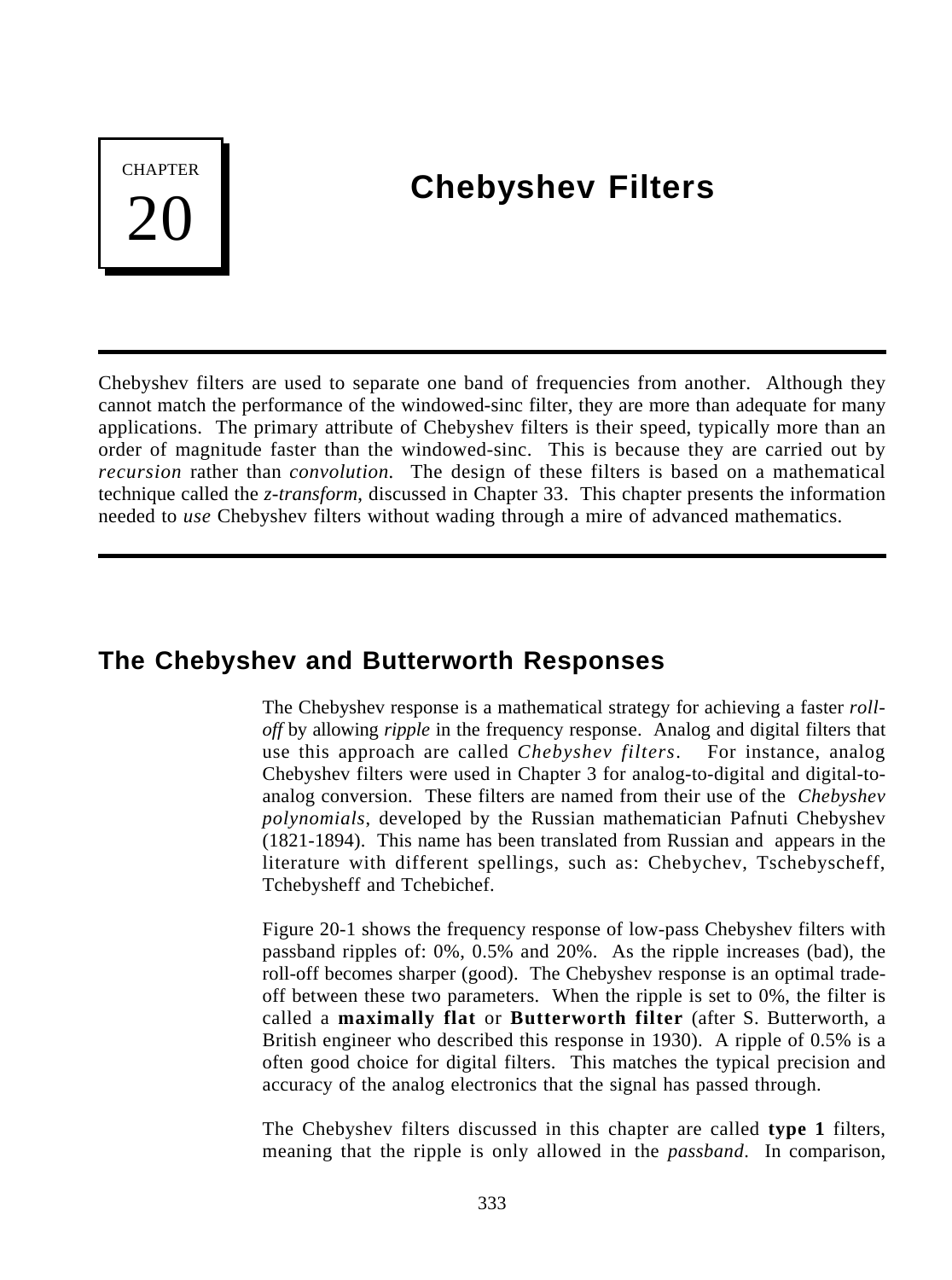# CHAPTER 20

# Chebyshev Filters

Chebyshev filters are used to separate one band of frequencies from another. Although they cannot match the performance of the windowed-sinc filter, they are more than adequate for many applications. The primary attribute of Chebyshev filters is their speed, typically more than an order of magnitude faster than the windowed-sinc. This is because they are carried out by *recursion* rather than *convolution*. The design of these filters is based on a mathematical technique called the *z-transform*, discussed in Chapter 33. This chapter presents the information needed to *use* Chebyshev filters without wading through a mire of advanced mathematics.

## The Chebyshev and Butterworth Responses

The Chebyshev response is a mathematical strategy for achieving a faster *roll-off* by allowing *ripple* in the frequency response. Analog and digital filters that use this approach are called *Chebyshev filters*. For instance, analog Chebyshev filters were used in Chapter 3 for analog-to-digital and digital-to-analog conversion. These filters are named from their use of the *Chebyshev polynomials*, developed by the Russian mathematician Pafnuti Chebyshev (1821-1894). This name has been translated from Russian and appears in the literature with different spellings, such as: Chebychev, Tschebyscheff, Tchebysheff and Tchebichef.

Figure 20-1 shows the frequency response of low-pass Chebyshev filters with passband ripples of: 0%, 0.5% and 20%. As the ripple increases (bad), the roll-off becomes sharper (good). The Chebyshev response is an optimal trade-off between these two parameters. When the ripple is set to 0%, the filter is called a **maximally flat** or **Butterworth filter** (after S. Butterworth, a British engineer who described this response in 1930). A ripple of 0.5% is a often good choice for digital filters. This matches the typical precision and accuracy of the analog electronics that the signal has passed through.

The Chebyshev filters discussed in this chapter are called **type 1** filters, meaning that the ripple is only allowed in the *passband*. In comparison,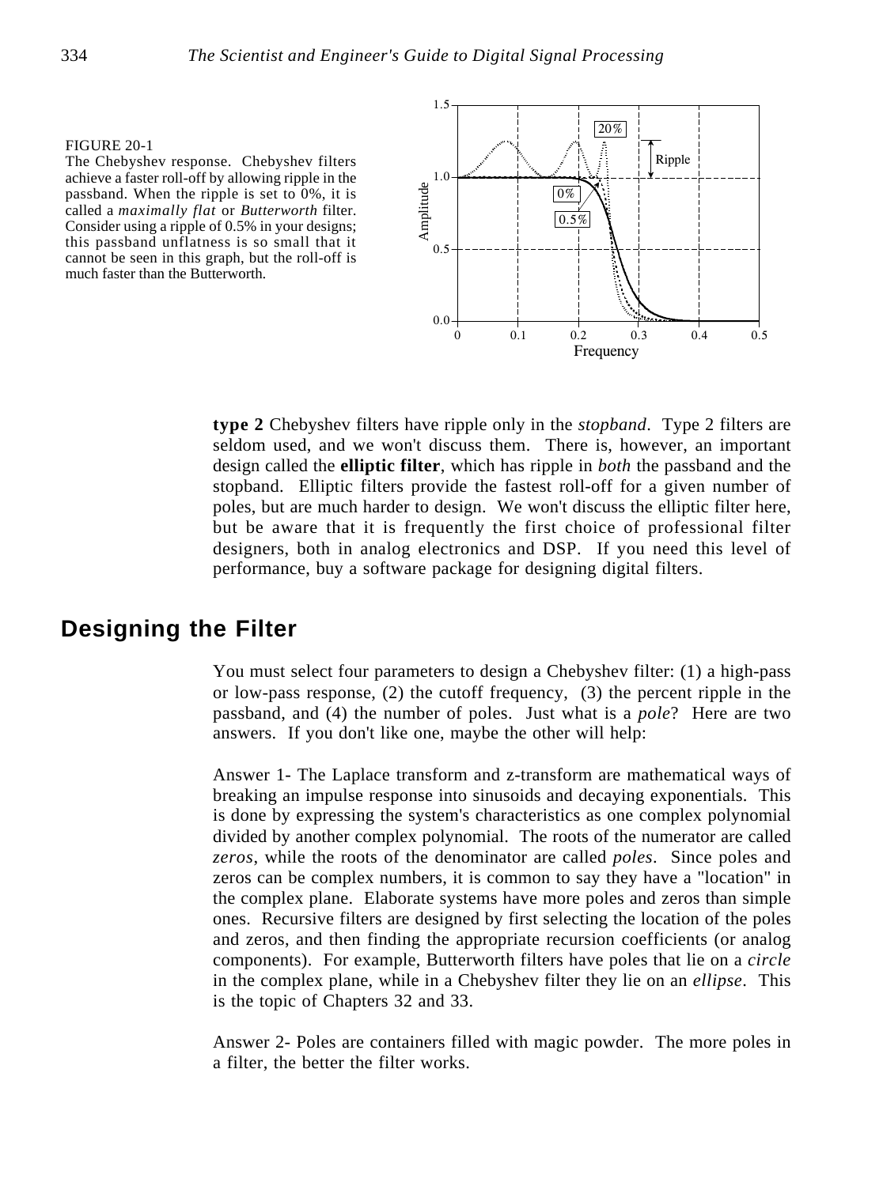FIGURE 20-1
The Chebyshev response. Chebyshev filters achieve a faster roll-off by allowing ripple in the passband. When the ripple is set to 0%, it is called a *maximally flat* or *Butterworth* filter. Consider using a ripple of 0.5% in your designs; this passband unflatness is so small that it cannot be seen in this graph, but the roll-off is much faster than the Butterworth.

**type 2** Chebyshev filters have ripple only in the *stopband*. Type 2 filters are seldom used, and we won't discuss them. There is, however, an important design called the **elliptic filter**, which has ripple in *both* the passband and the stopband. Elliptic filters provide the fastest roll-off for a given number of poles, but are much harder to design. We won't discuss the elliptic filter here, but be aware that it is frequently the first choice of professional filter designers, both in analog electronics and DSP. If you need this level of performance, buy a software package for designing digital filters.

## Designing the Filter

You must select four parameters to design a Chebyshev filter: (1) a high-pass or low-pass response, (2) the cutoff frequency, (3) the percent ripple in the passband, and (4) the number of poles. Just what is a *pole*? Here are two answers. If you don't like one, maybe the other will help:

Answer 1- The Laplace transform and z-transform are mathematical ways of breaking an impulse response into sinusoids and decaying exponentials. This is done by expressing the system's characteristics as one complex polynomial divided by another complex polynomial. The roots of the numerator are called *zeros*, while the roots of the denominator are called *poles*. Since poles and zeros can be complex numbers, it is common to say they have a "location" in the complex plane. Elaborate systems have more poles and zeros than simple ones. Recursive filters are designed by first selecting the location of the poles and zeros, and then finding the appropriate recursion coefficients (or analog components). For example, Butterworth filters have poles that lie on a *circle* in the complex plane, while in a Chebyshev filter they lie on an *ellipse*. This is the topic of Chapters 32 and 33.

Answer 2- Poles are containers filled with magic powder. The more poles in a filter, the better the filter works.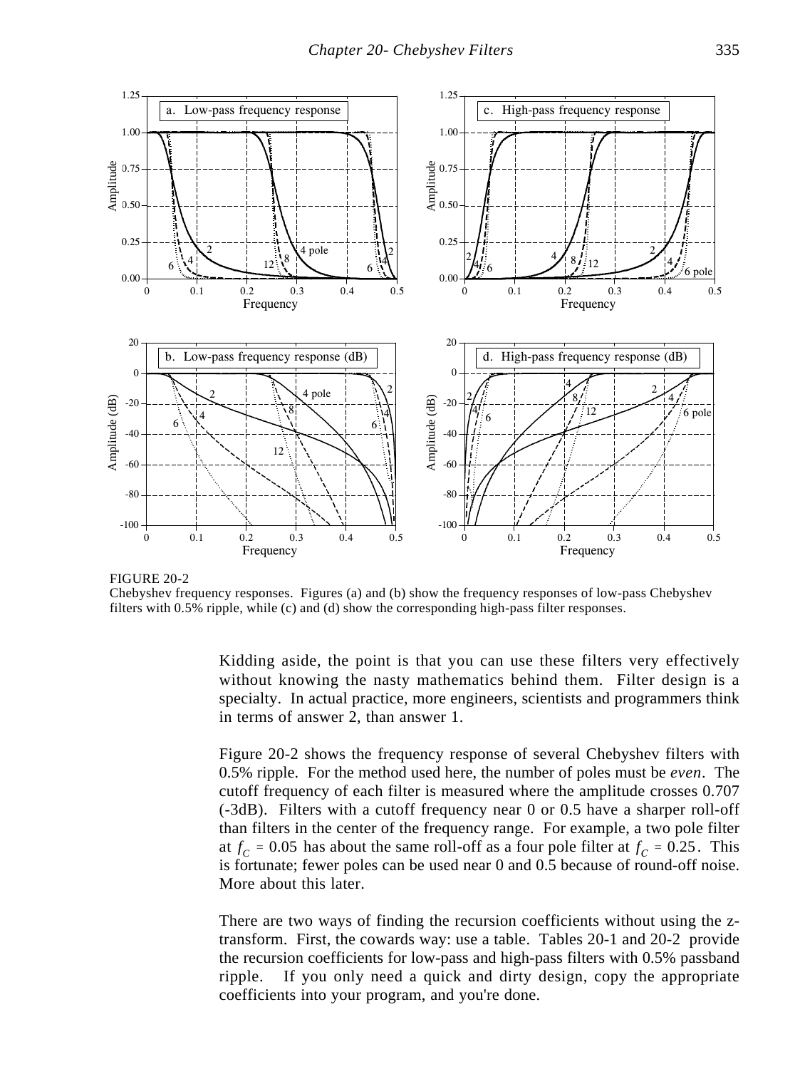FIGURE 20-2
Chebyshev frequency responses. Figures (a) and (b) show the frequency responses of low-pass Chebyshev filters with 0.5% ripple, while (c) and (d) show the corresponding high-pass filter responses.

Kidding aside, the point is that you can use these filters very effectively without knowing the nasty mathematics behind them. Filter design is a specialty. In actual practice, more engineers, scientists and programmers think in terms of answer 2, than answer 1.

Figure 20-2 shows the frequency response of several Chebyshev filters with 0.5% ripple. For the method used here, the number of poles must be *even*. The cutoff frequency of each filter is measured where the amplitude crosses 0.707 (-3dB). Filters with a cutoff frequency near 0 or 0.5 have a sharper roll-off than filters in the center of the frequency range. For example, a two pole filter at $f_C = 0.05$ has about the same roll-off as a four pole filter at $f_C = 0.25$. This is fortunate; fewer poles can be used near 0 and 0.5 because of round-off noise. More about this later.

There are two ways of finding the recursion coefficients without using the z-transform. First, the cowards way: use a table. Tables 20-1 and 20-2 provide the recursion coefficients for low-pass and high-pass filters with 0.5% passband ripple. If you only need a quick and dirty design, copy the appropriate coefficients into your program, and you're done.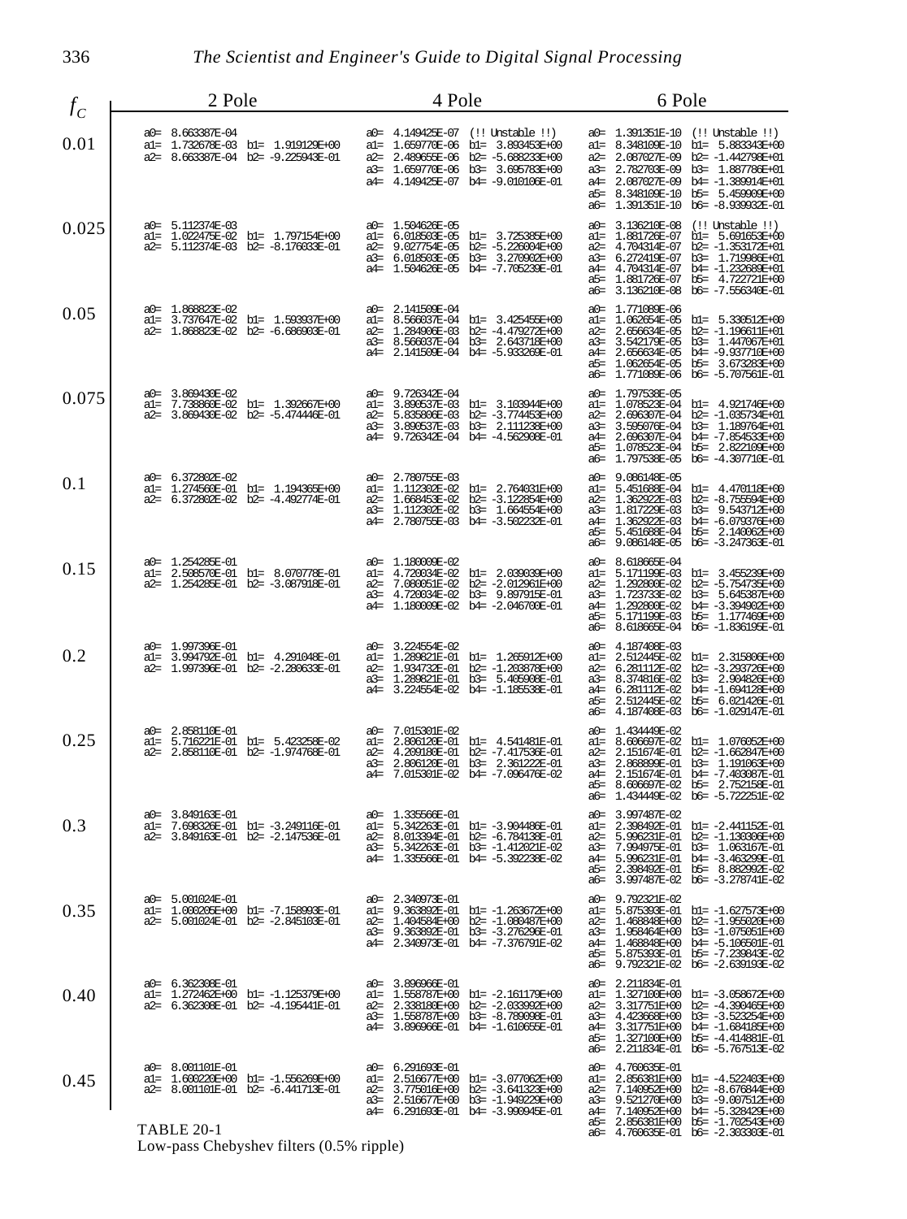| $f_C$ | 2 Pole | 4 Pole | 6 Pole |
|---|---|---|---|
| 0.01 | a0= 8.663387E-04<br>a1= 1.732678E-03 b1= 1.919129E+00<br>a2= 8.663387E-04 b2= -9.225943E-01 | a0= 4.149425E-07 (!! Unstable !!)<br>a1= 1.659770E-06 b1= 3.893453E+00<br>a2= 2.489655E-06 b2= -5.688233E+00<br>a3= 1.659770E-06 b3= 3.695783E+00<br>a4= 4.149425E-07 b4= -9.010106E-01 | a0= 1.391351E-10 (!! Unstable !!)<br>a1= 8.348109E-10 b1= 5.883343E+00<br>a2= 2.087027E-09 b2= -1.442798E+01<br>a3= 2.782703E-09 b3= 1.887786E+01<br>a4= 2.087027E-09 b4= -1.389914E+01<br>a5= 8.348109E-10 b5= 5.459909E+00<br>a6= 1.391351E-10 b6= -8.939932E-01 |
| 0.025 | a0= 5.112374E-03<br>a1= 1.022475E-02 b1= 1.797154E+00<br>a2= 5.112374E-03 b2= -8.176033E-01 | a0= 1.504626E-05<br>a1= 6.018503E-05 b1= 3.725385E+00<br>a2= 9.027754E-05 b2= -5.226004E+00<br>a3= 6.018503E-05 b3= 3.270902E+00<br>a4= 1.504626E-05 b4= -7.705239E-01 | a0= 3.136210E-08 (!! Unstable !!)<br>a1= 1.881726E-07 b1= 5.691653E+00<br>a2= 4.704314E-07 b2= -1.353172E+01<br>a3= 6.272419E-07 b3= 1.719986E+01<br>a4= 4.704314E-07 b4= -1.232689E+01<br>a5= 1.881726E-07 b5= 4.722721E+00<br>a6= 3.136210E-08 b6= -7.556340E-01 |
| 0.05 | a0= 1.868823E-02<br>a1= 3.737647E-02 b1= 1.593937E+00<br>a2= 1.868823E-02 b2= -6.686903E-01 | a0= 2.141509E-04<br>a1= 8.566037E-04 b1= 3.425455E+00<br>a2= 1.284906E-03 b2= -4.479272E+00<br>a3= 8.566037E-04 b3= 2.643718E+00<br>a4= 2.141509E-04 b4= -5.933269E-01 | a0= 1.771089E-06<br>a1= 1.062654E-05 b1= 5.330512E+00<br>a2= 2.656634E-05 b2= -1.196611E+01<br>a3= 3.542179E-05 b3= 1.447067E+01<br>a4= 2.656634E-05 b4= -9.937710E+00<br>a5= 1.062654E-05 b5= 3.673283E+00<br>a6= 1.771089E-06 b6= -5.707561E-01 |
| 0.075 | a0= 3.869430E-02<br>a1= 7.738860E-02 b1= 1.392667E+00<br>a2= 3.869430E-02 b2= -5.474446E-01 | a0= 9.726342E-04<br>a1= 3.890537E-03 b1= 3.103944E+00<br>a2= 5.835806E-03 b2= -3.774453E+00<br>a3= 3.890537E-03 b3= 2.111238E+00<br>a4= 9.726342E-04 b4= -4.562908E-01 | a0= 1.797538E-05<br>a1= 1.078523E-04 b1= 4.921746E+00<br>a2= 2.696307E-04 b2= -1.035734E+01<br>a3= 3.595076E-04 b3= 1.189764E+01<br>a4= 2.696307E-04 b4= -7.854533E+00<br>a5= 1.078523E-04 b5= 2.822109E+00<br>a6= 1.797538E-05 b6= -4.307710E-01 |
| 0.1 | a0= 6.372802E-02<br>a1= 1.274560E-01 b1= 1.194365E+00<br>a2= 6.372802E-02 b2= -4.492774E-01 | a0= 2.780755E-03<br>a1= 1.112302E-02 b1= 2.764031E+00<br>a2= 1.668453E-02 b2= -3.122854E+00<br>a3= 1.112302E-02 b3= 1.664554E+00<br>a4= 2.780755E-03 b4= -3.502232E-01 | a0= 9.086148E-05<br>a1= 5.451688E-04 b1= 4.470118E+00<br>a2= 1.362922E-03 b2= -8.755594E+00<br>a3= 1.817229E-03 b3= 9.543712E+00<br>a4= 1.362922E-03 b4= -6.079376E+00<br>a5= 5.451688E-04 b5= 2.140062E+00<br>a6= 9.086148E-05 b6= -3.247363E-01 |
| 0.15 | a0= 1.254285E-01<br>a1= 2.508570E-01 b1= 8.070778E-01<br>a2= 1.254285E-01 b2= -3.087918E-01 | a0= 1.180009E-02<br>a1= 4.720034E-02 b1= 2.039039E+00<br>a2= 7.080051E-02 b2= -2.012961E+00<br>a3= 4.720034E-02 b3= 9.897915E-01<br>a4= 1.180009E-02 b4= -2.046700E-01 | a0= 8.618665E-04<br>a1= 5.171199E-03 b1= 3.455239E+00<br>a2= 1.292800E-02 b2= -5.754735E+00<br>a3= 1.723733E-02 b3= 5.645387E+00<br>a4= 1.292800E-02 b4= -3.394902E+00<br>a5= 5.171199E-03 b5= 1.177469E+00<br>a6= 8.618665E-04 b6= -1.836195E-01 |
| 0.2 | a0= 1.997396E-01<br>a1= 3.994792E-01 b1= 4.291048E-01<br>a2= 1.997396E-01 b2= -2.280633E-01 | a0= 3.224554E-02<br>a1= 1.289821E-01 b1= 1.265912E+00<br>a2= 1.934732E-01 b2= -1.203878E+00<br>a3= 1.289821E-01 b3= 5.405908E-01<br>a4= 3.224554E-02 b4= -1.185538E-01 | a0= 4.187408E-03<br>a1= 2.512445E-02 b1= 2.315806E+00<br>a2= 6.281112E-02 b2= -3.293726E+00<br>a3= 8.374816E-02 b3= 2.904826E+00<br>a4= 6.281112E-02 b4= -1.694128E+00<br>a5= 2.512445E-02 b5= 6.021426E-01<br>a6= 4.187408E-03 b6= -1.029147E-01 |
| 0.25 | a0= 2.858110E-01<br>a1= 5.716221E-01 b1= 5.423258E-02<br>a2= 2.858110E-01 b2= -1.974768E-01 | a0= 7.015301E-02<br>a1= 2.806120E-01 b1= 4.541481E-01<br>a2= 4.209180E-01 b2= -7.417536E-01<br>a3= 2.806120E-01 b3= 2.361222E-01<br>a4= 7.015301E-02 b4= -7.096476E-02 | a0= 1.434449E-02<br>a1= 8.606697E-02 b1= 1.076052E+00<br>a2= 2.151674E-01 b2= -1.662847E+00<br>a3= 2.868899E-01 b3= 1.191063E+00<br>a4= 2.151674E-01 b4= -7.403087E-01<br>a5= 8.606697E-02 b5= 2.752158E-01<br>a6= 1.434449E-02 b6= -5.722251E-02 |
| 0.3 | a0= 3.849163E-01<br>a1= 7.698326E-01 b1= -3.249116E-01<br>a2= 3.849163E-01 b2= -2.147536E-01 | a0= 1.335566E-01<br>a1= 5.342263E-01 b1= -3.904486E-01<br>a2= 8.013394E-01 b2= -6.784138E-01<br>a3= 5.342263E-01 b3= -1.412021E-02<br>a4= 1.335566E-01 b4= -5.392238E-02 | a0= 3.997487E-02<br>a1= 2.398492E-01 b1= -2.441152E-01<br>a2= 5.996231E-01 b2= -1.130306E+00<br>a3= 7.994975E-01 b3= 1.063167E-01<br>a4= 5.996231E-01 b4= -3.463299E-01<br>a5= 2.398492E-01 b5= 8.882992E-02<br>a6= 3.997487E-02 b6= -3.278741E-02 |
| 0.35 | a0= 5.001024E-01<br>a1= 1.000205E+00 b1= -7.158993E-01<br>a2= 5.001024E-01 b2= -2.845103E-01 | a0= 2.340973E-01<br>a1= 9.363892E-01 b1= -1.263672E+00<br>a2= 1.404584E+00 b2= -1.080487E+00<br>a3= 9.363892E-01 b3= -3.276296E-01<br>a4= 2.340973E-01 b4= -7.376791E-02 | a0= 9.792321E-02<br>a1= 5.875393E-01 b1= -1.627573E+00<br>a2= 1.468848E+00 b2= -1.955020E+00<br>a3= 1.958464E+00 b3= -1.075051E+00<br>a4= 1.468848E+00 b4= -5.106501E-01<br>a5= 5.875393E-01 b5= -7.239843E-02<br>a6= 9.792321E-02 b6= -2.639193E-02 |
| 0.40 | a0= 6.362308E-01<br>a1= 1.272462E+00 b1= -1.125379E+00<br>a2= 6.362308E-01 b2= -4.195441E-01 | a0= 3.896966E-01<br>a1= 1.558787E+00 b1= -2.161179E+00<br>a2= 2.338180E+00 b2= -2.033992E+00<br>a3= 1.558787E+00 b3= -8.789098E-01<br>a4= 3.896966E-01 b4= -1.610655E-01 | a0= 2.211834E-01<br>a1= 1.327100E+00 b1= -3.058672E+00<br>a2= 3.317751E+00 b2= -4.390465E+00<br>a3= 4.423668E+00 b3= -3.523254E+00<br>a4= 3.317751E+00 b4= -1.684185E+00<br>a5= 1.327100E+00 b5= -4.414881E-01<br>a6= 2.211834E-01 b6= -5.767513E-02 |
| 0.45 | a0= 8.001101E-01<br>a1= 1.600220E+00 b1= -1.556269E+00<br>a2= 8.001101E-01 b2= -6.441713E-01 | a0= 6.291693E-01<br>a1= 2.516677E+00 b1= -3.077062E+00<br>a2= 3.775016E+00 b2= -3.641323E+00<br>a3= 2.516677E+00 b3= -1.949229E+00<br>a4= 6.291693E-01 b4= -3.990945E-01 | a0= 4.760635E-01<br>a1= 2.856381E+00 b1= -4.522403E+00<br>a2= 7.140952E+00 b2= -8.676844E+00<br>a3= 9.521270E+00 b3= -9.007512E+00<br>a4= 7.140952E+00 b4= -5.328429E+00<br>a5= 2.856381E+00 b5= -1.702543E+00<br>a6= 4.760635E-01 b6= -2.303303E-01 |

TABLE 20-1
Low-pass Chebyshev filters (0.5% ripple)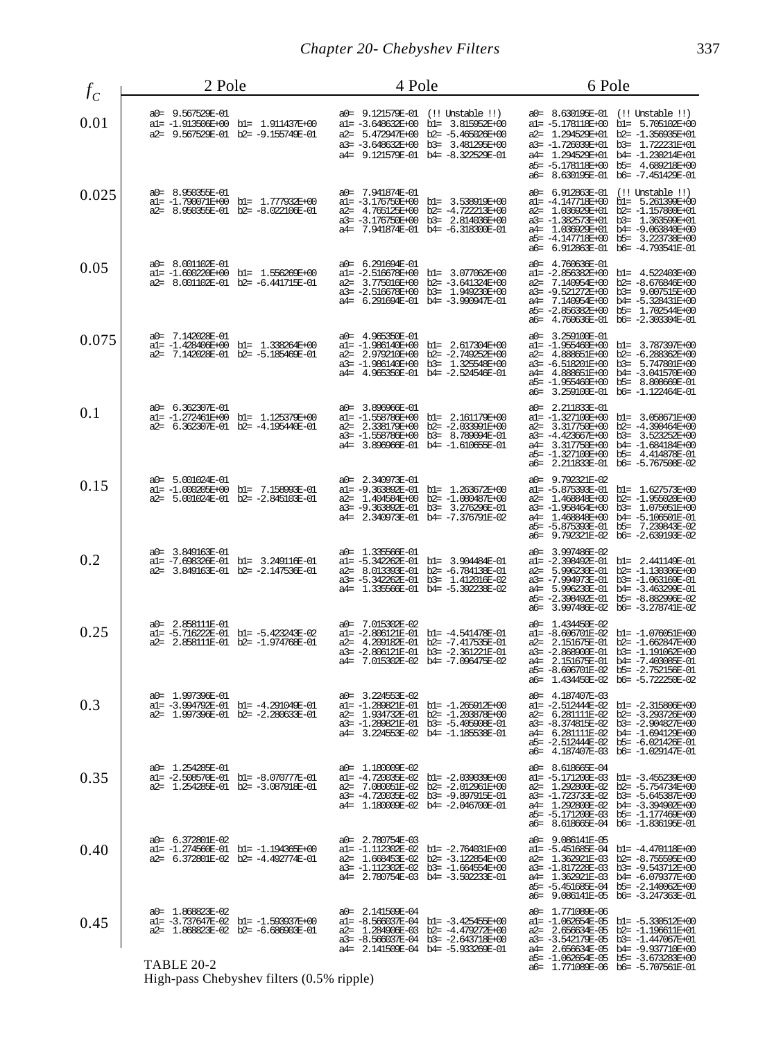| $f_C$ | 2 Pole | 4 Pole | 6 Pole |
|---|---|---|---|
| 0.01 | a0= 9.567529E-01<br>a1= -1.913506E+00 b1= 1.911437E+00<br>a2= 9.567529E-01 b2= -9.155749E-01 | a0= 9.121579E-01 (!! Unstable !!)<br>a1= -3.648632E+00 b1= 3.815952E+00<br>a2= 5.472947E+00 b2= -5.465026E+00<br>a3= -3.648632E+00 b3= 3.481295E+00<br>a4= 9.121579E-01 b4= -8.322529E-01 | a0= 8.630195E-01 (!! Unstable !!)<br>a1= -5.178118E+00 b1= 5.705102E+00<br>a2= 1.294529E+01 b2= -1.356935E+01<br>a3= -1.726039E+01 b3= 1.722231E+01<br>a4= 1.294529E+01 b4= -1.230214E+01<br>a5= -5.178118E+00 b5= 4.689218E+00<br>a6= 8.630195E-01 b6= -7.451429E-01 |
| 0.025 | a0= 8.950355E-01<br>a1= -1.790071E+00 b1= 1.777932E+00<br>a2= 8.950355E-01 b2= -8.022106E-01 | a0= 7.941874E-01<br>a1= -3.176750E+00 b1= 3.538919E+00<br>a2= 4.765125E+00 b2= -4.722213E+00<br>a3= -3.176750E+00 b3= 2.814036E+00<br>a4= 7.941874E-01 b4= -6.318300E-01 | a0= 6.912863E-01 (!! Unstable !!)<br>a1= -4.147718E+00 b1= 5.261399E+00<br>a2= 1.036929E+01 b2= -1.157800E+01<br>a3= -1.382573E+01 b3= 1.363599E+01<br>a4= 1.036929E+01 b4= -9.063840E+00<br>a5= -4.147718E+00 b5= 3.223738E+00<br>a6= 6.912863E-01 b6= -4.793541E-01 |
| 0.05 | a0= 8.001102E-01<br>a1= -1.600220E+00 b1= 1.556269E+00<br>a2= 8.001102E-01 b2= -6.441715E-01 | a0= 6.291694E-01<br>a1= -2.516678E+00 b1= 3.077062E+00<br>a2= 3.775016E+00 b2= -3.641324E+00<br>a3= -2.516678E+00 b3= 1.949230E+00<br>a4= 6.291694E-01 b4= -3.990947E-01 | a0= 4.760636E-01<br>a1= -2.856382E+00 b1= 4.522403E+00<br>a2= 7.140954E+00 b2= -8.676846E+00<br>a3= -9.521272E+00 b3= 9.007515E+00<br>a4= 7.140954E+00 b4= -5.328431E+00<br>a5= -2.856382E+00 b5= 1.702544E+00<br>a6= 4.760636E-01 b6= -2.303304E-01 |
| 0.075 | a0= 7.142028E-01<br>a1= -1.428406E+00 b1= 1.338264E+00<br>a2= 7.142028E-01 b2= -5.185469E-01 | a0= 4.965350E-01<br>a1= -1.986140E+00 b1= 2.617304E+00<br>a2= 2.979210E+00 b2= -2.749252E+00<br>a3= -1.986140E+00 b3= 1.325548E+00<br>a4= 4.965350E-01 b4= -2.524546E-01 | a0= 3.259100E-01<br>a1= -1.955460E+00 b1= 3.787397E+00<br>a2= 4.888651E+00 b2= -6.288362E+00<br>a3= -6.518201E+00 b3= 5.747801E+00<br>a4= 4.888651E+00 b4= -3.041570E+00<br>a5= -1.955460E+00 b5= 8.808669E-01<br>a6= 3.259100E-01 b6= -1.122464E-01 |
| 0.1 | a0= 6.362307E-01<br>a1= -1.272461E+00 b1= 1.125379E+00<br>a2= 6.362307E-01 b2= -4.195440E-01 | a0= 3.896966E-01<br>a1= -1.558786E+00 b1= 2.161179E+00<br>a2= 2.338179E+00 b2= -2.033991E+00<br>a3= -1.558786E+00 b3= 8.789094E-01<br>a4= 3.896966E-01 b4= -1.610655E-01 | a0= 2.211833E-01<br>a1= -1.327100E+00 b1= 3.058671E+00<br>a2= 3.317750E+00 b2= -4.390464E+00<br>a3= -4.423667E+00 b3= 3.523252E+00<br>a4= 3.317750E+00 b4= -1.684184E+00<br>a5= -1.327100E+00 b5= 4.414878E-01<br>a6= 2.211833E-01 b6= -5.767508E-02 |
| 0.15 | a0= 5.001024E-01<br>a1= -1.000205E+00 b1= 7.158993E-01<br>a2= 5.001024E-01 b2= -2.845103E-01 | a0= 2.340973E-01<br>a1= -9.363892E-01 b1= 1.263672E+00<br>a2= 1.404584E+00 b2= -1.080487E+00<br>a3= -9.363892E-01 b3= 3.276296E-01<br>a4= 2.340973E-01 b4= -7.376791E-02 | a0= 9.792321E-02<br>a1= -5.875393E-01 b1= 1.627573E+00<br>a2= 1.468848E+00 b2= -1.955020E+00<br>a3= -1.958464E+00 b3= 1.075051E+00<br>a4= 1.468848E+00 b4= -5.106501E-01<br>a5= -5.875393E-01 b5= 7.239843E-02<br>a6= 9.792321E-02 b6= -2.639193E-02 |
| 0.2 | a0= 3.849163E-01<br>a1= -7.698326E-01 b1= 3.249116E-01<br>a2= 3.849163E-01 b2= -2.147536E-01 | a0= 1.335566E-01<br>a1= -5.342262E-01 b1= 3.904484E-01<br>a2= 8.013393E-01 b2= -6.784138E-01<br>a3= -5.342262E-01 b3= 1.412016E-02<br>a4= 1.335566E-01 b4= -5.392238E-02 | a0= 3.997486E-02<br>a1= -2.398492E-01 b1= 2.441149E-01<br>a2= 5.996230E-01 b2= -1.130306E+00<br>a3= -7.994973E-01 b3= -1.063169E-01<br>a4= 5.996230E-01 b4= -3.463299E-01<br>a5= -2.398492E-01 b5= -8.882996E-02<br>a6= 3.997486E-02 b6= -3.278741E-02 |
| 0.25 | a0= 2.858111E-01<br>a1= -5.716222E-01 b1= -5.423243E-02<br>a2= 2.858111E-01 b2= -1.974768E-01 | a0= 7.015302E-02<br>a1= -2.806121E-01 b1= -4.541478E-01<br>a2= 4.209182E-01 b2= -7.417535E-01<br>a3= -2.806121E-01 b3= -2.361221E-01<br>a4= 7.015302E-02 b4= -7.096475E-02 | a0= 1.434450E-02<br>a1= -8.606701E-02 b1= -1.076051E+00<br>a2= 2.151675E-01 b2= -1.662847E+00<br>a3= -2.868900E-01 b3= -1.191062E+00<br>a4= 2.151675E-01 b4= -7.403085E-01<br>a5= -8.606701E-02 b5= -2.752156E-01<br>a6= 1.434450E-02 b6= -5.722250E-02 |
| 0.3 | a0= 1.997396E-01<br>a1= -3.994792E-01 b1= -4.291049E-01<br>a2= 1.997396E-01 b2= -2.280633E-01 | a0= 3.224553E-02<br>a1= -1.289821E-01 b1= -1.265912E+00<br>a2= 1.934732E-01 b2= -1.203878E+00<br>a3= -1.289821E-01 b3= -5.405908E-01<br>a4= 3.224553E-02 b4= -1.185538E-01 | a0= 4.187407E-03<br>a1= -2.512444E-02 b1= -2.315806E+00<br>a2= 6.281111E-02 b2= -3.293726E+00<br>a3= -8.374815E-02 b3= -2.904827E+00<br>a4= 6.281111E-02 b4= -1.694129E+00<br>a5= -2.512444E-02 b5= -6.021426E-01<br>a6= 4.187407E-03 b6= -1.029147E-01 |
| 0.35 | a0= 1.254285E-01<br>a1= -2.508570E-01 b1= -8.070777E-01<br>a2= 1.254285E-01 b2= -3.087918E-01 | a0= 1.180009E-02<br>a1= -4.720035E-02 b1= -2.039039E+00<br>a2= 7.080051E-02 b2= -2.012961E+00<br>a3= -4.720035E-02 b3= -9.897915E-01<br>a4= 1.180009E-02 b4= -2.046700E-01 | a0= 8.618665E-04<br>a1= -5.171200E-03 b1= -3.455239E+00<br>a2= 1.292800E-02 b2= -5.754734E+00<br>a3= -1.723733E-02 b3= -5.645387E+00<br>a4= 1.292800E-02 b4= -3.394902E+00<br>a5= -5.171200E-03 b5= -1.177469E+00<br>a6= 8.618665E-04 b6= -1.836195E-01 |
| 0.40 | a0= 6.372801E-02<br>a1= -1.274560E-01 b1= -1.194365E+00<br>a2= 6.372801E-02 b2= -4.492774E-01 | a0= 2.780754E-03<br>a1= -1.112302E-02 b1= -2.764031E+00<br>a2= 1.668453E-02 b2= -3.122854E+00<br>a3= -1.112302E-02 b3= -1.664554E+00<br>a4= 2.780754E-03 b4= -3.502233E-01 | a0= 9.086141E-05<br>a1= -5.451685E-04 b1= -4.470118E+00<br>a2= 1.362921E-03 b2= -8.755595E+00<br>a3= -1.817228E-03 b3= -9.543712E+00<br>a4= 1.362921E-03 b4= -6.079377E+00<br>a5= -5.451685E-04 b5= -2.140062E+00<br>a6= 9.086141E-05 b6= -3.247363E-01 |
| 0.45 | a0= 1.868823E-02<br>a1= -3.737647E-02 b1= -1.593937E+00<br>a2= 1.868823E-02 b2= -6.686903E-01 | a0= 2.141509E-04<br>a1= -8.566037E-04 b1= -3.425455E+00<br>a2= 1.284906E-03 b2= -4.479272E+00<br>a3= -8.566037E-04 b3= -2.643718E+00<br>a4= 2.141509E-04 b4= -5.933269E-01 | a0= 1.771089E-06<br>a1= -1.062654E-05 b1= -5.330512E+00<br>a2= 2.656634E-05 b2= -1.196611E+01<br>a3= -3.542179E-05 b3= -1.447067E+01<br>a4= 2.656634E-05 b4= -9.937710E+00<br>a5= -1.062654E-05 b5= -3.673283E+00<br>a6= 1.771089E-06 b6= -5.707561E-01 |

TABLE 20-2
High-pass Chebyshev filters (0.5% ripple)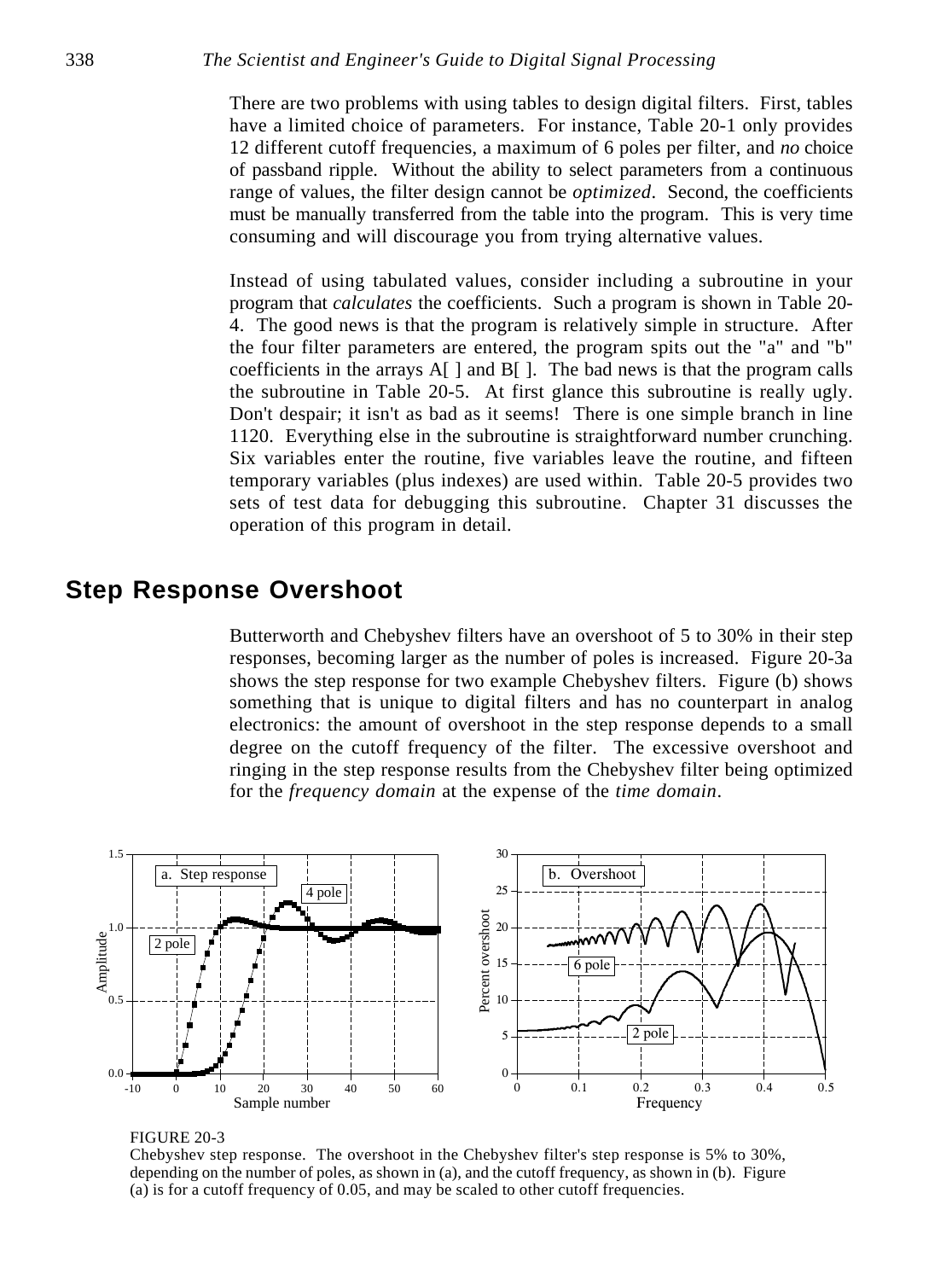There are two problems with using tables to design digital filters. First, tables have a limited choice of parameters. For instance, Table 20-1 only provides 12 different cutoff frequencies, a maximum of 6 poles per filter, and *no* choice of passband ripple. Without the ability to select parameters from a continuous range of values, the filter design cannot be *optimized*. Second, the coefficients must be manually transferred from the table into the program. This is very time consuming and will discourage you from trying alternative values.

Instead of using tabulated values, consider including a subroutine in your program that *calculates* the coefficients. Such a program is shown in Table 20-4. The good news is that the program is relatively simple in structure. After the four filter parameters are entered, the program spits out the "a" and "b" coefficients in the arrays A[ ] and B[ ]. The bad news is that the program calls the subroutine in Table 20-5. At first glance this subroutine is really ugly. Don't despair; it isn't as bad as it seems! There is one simple branch in line 1120. Everything else in the subroutine is straightforward number crunching. Six variables enter the routine, five variables leave the routine, and fifteen temporary variables (plus indexes) are used within. Table 20-5 provides two sets of test data for debugging this subroutine. Chapter 31 discusses the operation of this program in detail.

## Step Response Overshoot

Butterworth and Chebyshev filters have an overshoot of 5 to 30% in their step responses, becoming larger as the number of poles is increased. Figure 20-3a shows the step response for two example Chebyshev filters. Figure (b) shows something that is unique to digital filters and has no counterpart in analog electronics: the amount of overshoot in the step response depends to a small degree on the cutoff frequency of the filter. The excessive overshoot and ringing in the step response results from the Chebyshev filter being optimized for the *frequency domain* at the expense of the *time domain*.

FIGURE 20-3
Chebyshev step response. The overshoot in the Chebyshev filter's step response is 5% to 30%, depending on the number of poles, as shown in (a), and the cutoff frequency, as shown in (b). Figure (a) is for a cutoff frequency of 0.05, and may be scaled to other cutoff frequencies.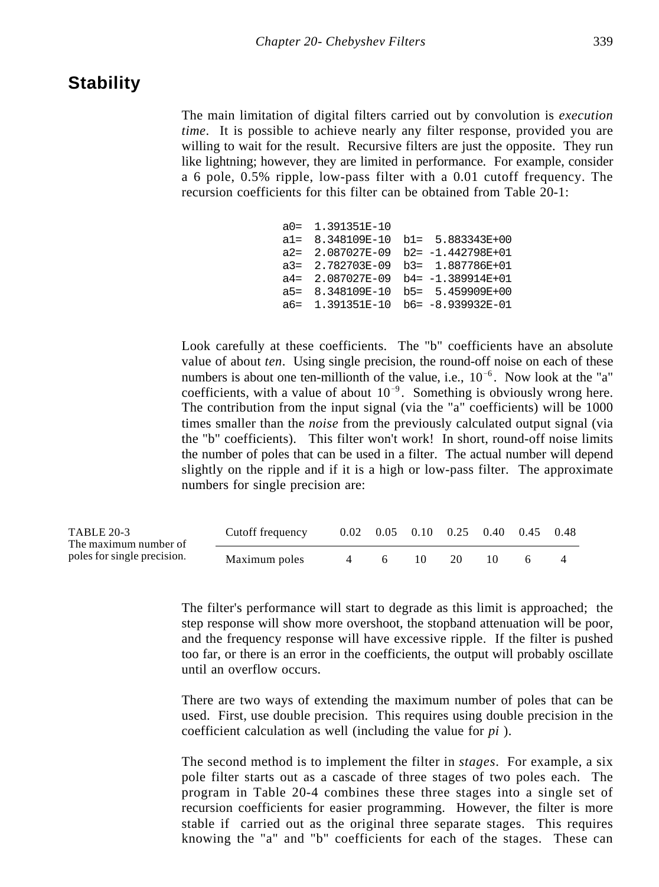## Stability

The main limitation of digital filters carried out by convolution is *execution time*. It is possible to achieve nearly any filter response, provided you are willing to wait for the result. Recursive filters are just the opposite. They run like lightning; however, they are limited in performance. For example, consider a 6 pole, 0.5% ripple, low-pass filter with a 0.01 cutoff frequency. The recursion coefficients for this filter can be obtained from Table 20-1:

```
a0=  1.391351E-10
a1=  8.348109E-10  b1=  5.883343E+00
a2=  2.087027E-09  b2= -1.442798E+01
a3=  2.782703E-09  b3=  1.887786E+01
a4=  2.087027E-09  b4= -1.389914E+01
a5=  8.348109E-10  b5=  5.459909E+00
a6=  1.391351E-10  b6= -8.939932E-01
```

Look carefully at these coefficients. The "b" coefficients have an absolute value of about *ten*. Using single precision, the round-off noise on each of these numbers is about one ten-millionth of the value, i.e., $10^{-6}$. Now look at the "a" coefficients, with a value of about $10^{-9}$. Something is obviously wrong here. The contribution from the input signal (via the "a" coefficients) will be 1000 times smaller than the *noise* from the previously calculated output signal (via the "b" coefficients). This filter won't work! In short, round-off noise limits the number of poles that can be used in a filter. The actual number will depend slightly on the ripple and if it is a high or low-pass filter. The approximate numbers for single precision are:

| Cutoff frequency | 0.02 | 0.05 | 0.10 | 0.25 | 0.40 | 0.45 | 0.48 |
|---|---|---|---|---|---|---|---|
| Maximum poles | 4 | 6 | 10 | 20 | 10 | 6 | 4 |

TABLE 20-3
The maximum number of poles for single precision.

The filter's performance will start to degrade as this limit is approached; the step response will show more overshoot, the stopband attenuation will be poor, and the frequency response will have excessive ripple. If the filter is pushed too far, or there is an error in the coefficients, the output will probably oscillate until an overflow occurs.

There are two ways of extending the maximum number of poles that can be used. First, use double precision. This requires using double precision in the coefficient calculation as well (including the value for *pi* ).

The second method is to implement the filter in *stages*. For example, a six pole filter starts out as a cascade of three stages of two poles each. The program in Table 20-4 combines these three stages into a single set of recursion coefficients for easier programming. However, the filter is more stable if carried out as the original three separate stages. This requires knowing the "a" and "b" coefficients for each of the stages. These can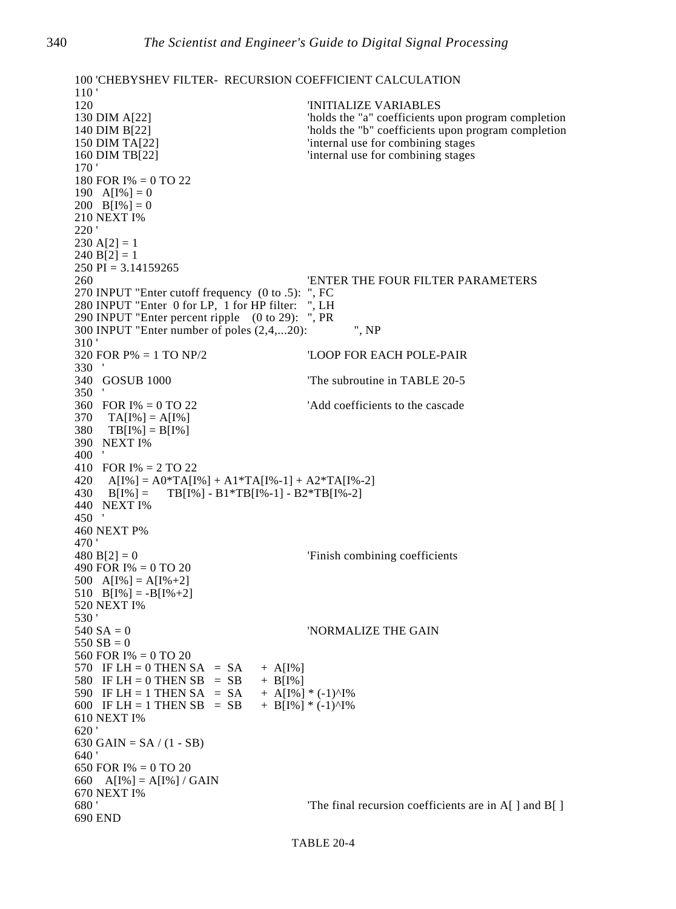```
100 'CHEBYSHEV FILTER-  RECURSION COEFFICIENT CALCULATION
110 '
120                                         'INITIALIZE VARIABLES
130 DIM A[22]                               'holds the "a" coefficients upon program completion
140 DIM B[22]                               'holds the "b" coefficients upon program completion
150 DIM TA[22]                              'internal use for combining stages
160 DIM TB[22]                              'internal use for combining stages
170 '
180 FOR I% = 0 TO 22
190   A[I%] = 0
200   B[I%] = 0
210 NEXT I%
220 '
230 A[2] = 1
240 B[2] = 1
250 PI = 3.14159265
260                                         'ENTER THE FOUR FILTER PARAMETERS
270 INPUT "Enter cutoff frequency  (0 to .5):  ", FC
280 INPUT "Enter  0 for LP,  1 for HP filter:   ", LH
290 INPUT "Enter percent ripple   (0 to 29):  ", PR
300 INPUT "Enter number of poles (2,4,...20):             ", NP
310 '
320 FOR P% = 1 TO NP/2                      'LOOP FOR EACH POLE-PAIR
330   '
340   GOSUB 1000                            'The subroutine in TABLE 20-5
350   '
360   FOR I% = 0 TO 22                      'Add coefficients to the cascade
370     TA[I%] = A[I%]
380     TB[I%] = B[I%]
390   NEXT I%
400   '
410   FOR I% = 2 TO 22
420     A[I%] = A0*TA[I%] + A1*TA[I%-1] + A2*TA[I%-2]
430     B[I%] =      TB[I%] - B1*TB[I%-1] - B2*TB[I%-2]
440   NEXT I%
450   '
460 NEXT P%
470 '
480 B[2] = 0                                'Finish combining coefficients
490 FOR I% = 0 TO 20
500   A[I%] = A[I%+2]
510   B[I%] = -B[I%+2]
520 NEXT I%
530 '
540 SA = 0                                  'NORMALIZE THE GAIN
550 SB = 0
560 FOR I% = 0 TO 20
570   IF LH = 0 THEN SA   =  SA     +  A[I%]
580   IF LH = 0 THEN SB   =  SB     +  B[I%]
590   IF LH = 1 THEN SA   =  SA     +  A[I%] * (-1)^I%
600   IF LH = 1 THEN SB   =  SB     +  B[I%] * (-1)^I%
610 NEXT I%
620 '
630 GAIN = SA / (1 - SB)
640 '
650 FOR I% = 0 TO 20
660   A[I%] = A[I%] / GAIN
670 NEXT I%
680 '                                       'The final recursion coefficients are in A[ ] and B[ ]
690 END
```

TABLE 20-4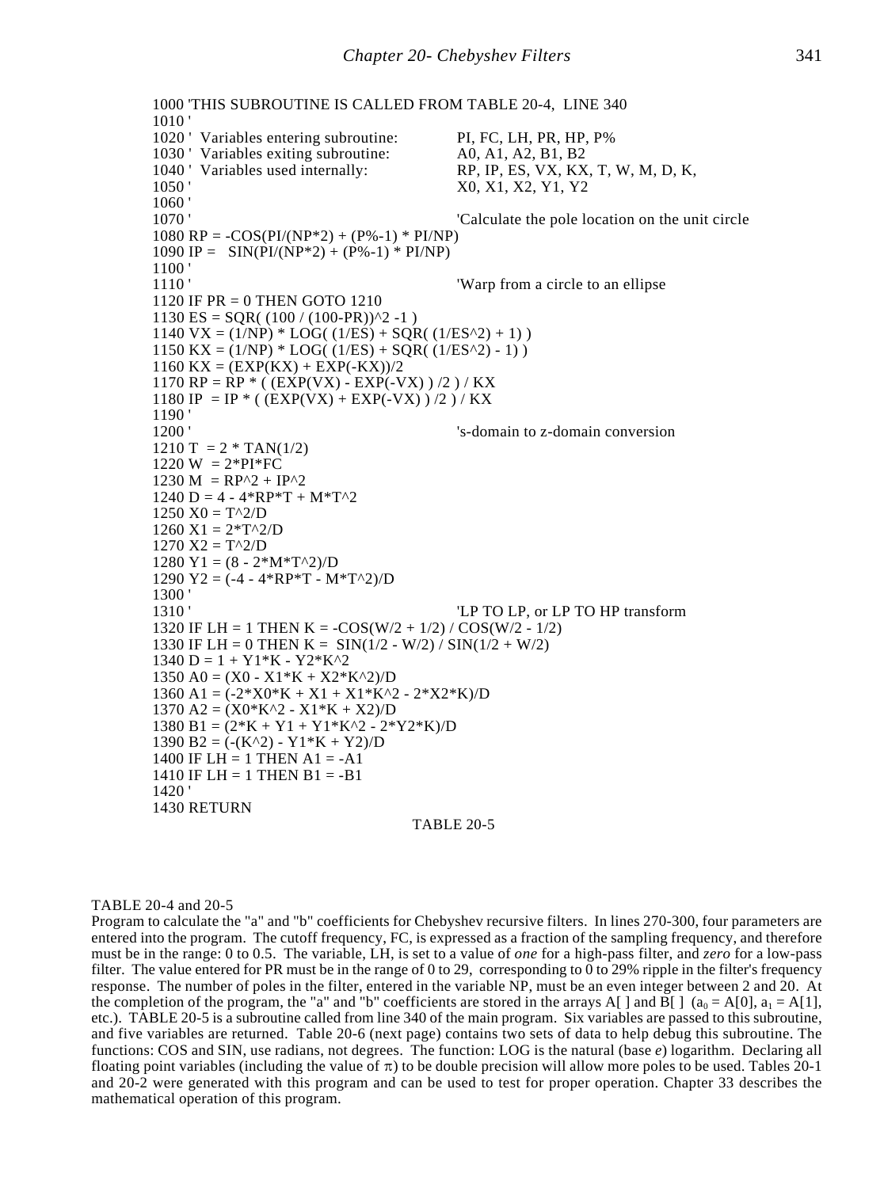```
1000 'THIS SUBROUTINE IS CALLED FROM TABLE 20-4,  LINE 340
1010 '
1020 '  Variables entering subroutine:          PI, FC, LH, PR, HP, P%
1030 '  Variables exiting subroutine:           A0, A1, A2, B1, B2
1040 '  Variables used internally:              RP, IP, ES, VX, KX, T, W, M, D, K,
1050 '                                          X0, X1, X2, Y1, Y2
1060 '
1070 '                                          'Calculate the pole location on the unit circle
1080 RP = -COS(PI/(NP*2) + (P%-1) * PI/NP)
1090 IP =   SIN(PI/(NP*2) + (P%-1) * PI/NP)
1100 '
1110 '                                          'Warp from a circle to an ellipse
1120 IF PR = 0 THEN GOTO 1210
1130 ES = SQR( (100 / (100-PR))^2 -1 )
1140 VX = (1/NP) * LOG( (1/ES) + SQR( (1/ES^2) + 1) )
1150 KX = (1/NP) * LOG( (1/ES) + SQR( (1/ES^2) - 1) )
1160 KX = (EXP(KX) + EXP(-KX))/2
1170 RP = RP * ( (EXP(VX) - EXP(-VX) ) /2 ) / KX
1180 IP  = IP * ( (EXP(VX) + EXP(-VX) ) /2 ) / KX
1190 '
1200 '                                          's-domain to z-domain conversion
1210 T  = 2 * TAN(1/2)
1220 W  = 2*PI*FC
1230 M  = RP^2 + IP^2
1240 D = 4 - 4*RP*T + M*T^2
1250 X0 = T^2/D
1260 X1 = 2*T^2/D
1270 X2 = T^2/D
1280 Y1 = (8 - 2*M*T^2)/D
1290 Y2 = (-4 - 4*RP*T - M*T^2)/D
1300 '
1310 '                                          'LP TO LP, or LP TO HP transform
1320 IF LH = 1 THEN K = -COS(W/2 + 1/2) / COS(W/2 - 1/2)
1330 IF LH = 0 THEN K =  SIN(1/2 - W/2) / SIN(1/2 + W/2)
1340 D = 1 + Y1*K - Y2*K^2
1350 A0 = (X0 - X1*K + X2*K^2)/D
1360 A1 = (-2*X0*K + X1 + X1*K^2 - 2*X2*K)/D
1370 A2 = (X0*K^2 - X1*K + X2)/D
1380 B1 = (2*K + Y1 + Y1*K^2 - 2*Y2*K)/D
1390 B2 = (-(K^2) - Y1*K + Y2)/D
1400 IF LH = 1 THEN A1 = -A1
1410 IF LH = 1 THEN B1 = -B1
1420 '
1430 RETURN
```

TABLE 20-5

TABLE 20-4 and 20-5

Program to calculate the "a" and "b" coefficients for Chebyshev recursive filters. In lines 270-300, four parameters are entered into the program. The cutoff frequency, FC, is expressed as a fraction of the sampling frequency, and therefore must be in the range: 0 to 0.5. The variable, LH, is set to a value of *one* for a high-pass filter, and *zero* for a low-pass filter. The value entered for PR must be in the range of 0 to 29, corresponding to 0 to 29% ripple in the filter's frequency response. The number of poles in the filter, entered in the variable NP, must be an even integer between 2 and 20. At the completion of the program, the "a" and "b" coefficients are stored in the arrays A[ ] and B[ ] ($a_0$ = A[0], $a_1$ = A[1], etc.). TABLE 20-5 is a subroutine called from line 340 of the main program. Six variables are passed to this subroutine, and five variables are returned. Table 20-6 (next page) contains two sets of data to help debug this subroutine. The functions: COS and SIN, use radians, not degrees. The function: LOG is the natural (base *e*) logarithm. Declaring all floating point variables (including the value of $\pi$) to be double precision will allow more poles to be used. Tables 20-1 and 20-2 were generated with this program and can be used to test for proper operation. Chapter 33 describes the mathematical operation of this program.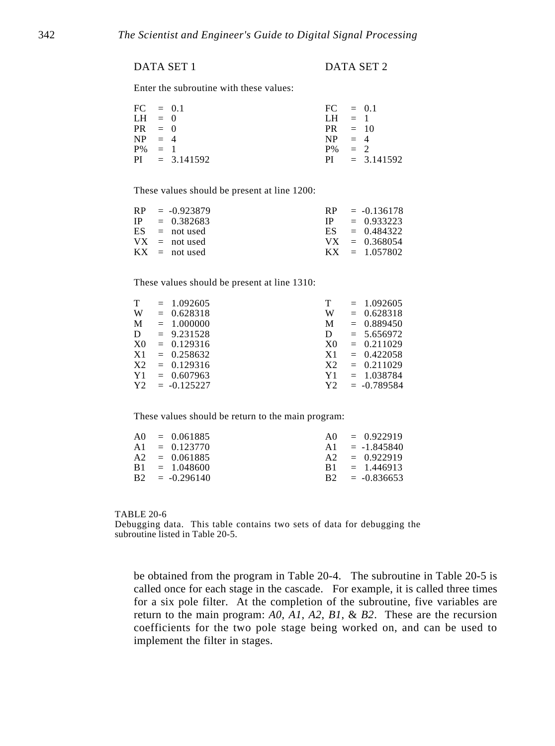| DATA SET 1 | DATA SET 2 |
|---|---|
| Enter the subroutine with these values: | |
| FC = 0.1 | FC = 0.1 |
| LH = 0 | LH = 1 |
| PR = 0 | PR = 10 |
| NP = 4 | NP = 4 |
| P% = 1 | P% = 2 |
| PI = 3.141592 | PI = 3.141592 |
| These values should be present at line 1200: | |
| RP = -0.923879 | RP = -0.136178 |
| IP = 0.382683 | IP = 0.933223 |
| ES = not used | ES = 0.484322 |
| VX = not used | VX = 0.368054 |
| KX = not used | KX = 1.057802 |
| These values should be present at line 1310: | |
| T = 1.092605 | T = 1.092605 |
| W = 0.628318 | W = 0.628318 |
| M = 1.000000 | M = 0.889450 |
| D = 9.231528 | D = 5.656972 |
| X0 = 0.129316 | X0 = 0.211029 |
| X1 = 0.258632 | X1 = 0.422058 |
| X2 = 0.129316 | X2 = 0.211029 |
| Y1 = 0.607963 | Y1 = 1.038784 |
| Y2 = -0.125227 | Y2 = -0.789584 |
| These values should be return to the main program: | |
| A0 = 0.061885 | A0 = 0.922919 |
| A1 = 0.123770 | A1 = -1.845840 |
| A2 = 0.061885 | A2 = 0.922919 |
| B1 = 1.048600 | B1 = 1.446913 |
| B2 = -0.296140 | B2 = -0.836653 |

TABLE 20-6
Debugging data. This table contains two sets of data for debugging the subroutine listed in Table 20-5.

be obtained from the program in Table 20-4. The subroutine in Table 20-5 is called once for each stage in the cascade. For example, it is called three times for a six pole filter. At the completion of the subroutine, five variables are return to the main program: *A0*, *A1*, *A2*, *B1*, & *B2*. These are the recursion coefficients for the two pole stage being worked on, and can be used to implement the filter in stages.